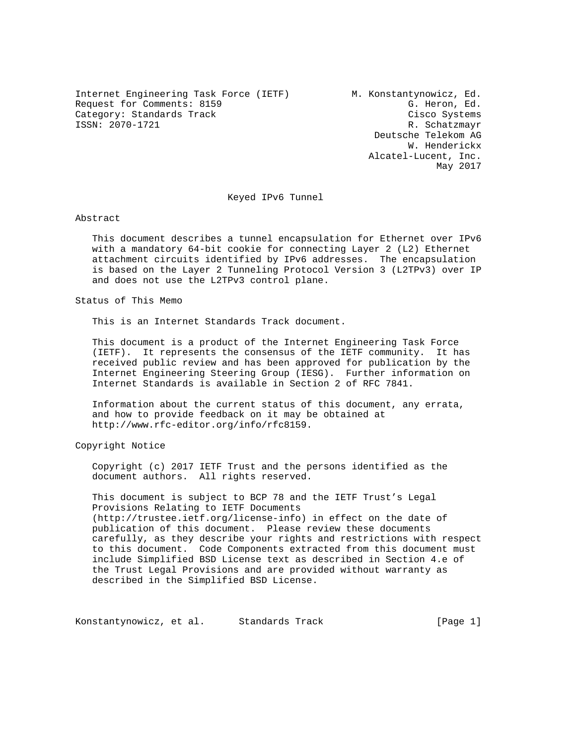Internet Engineering Task Force (IETF) M. Konstantynowicz, Ed.
Request for Comments: 8159 G. Heron, Ed.
Category: Standards Track Cisco Systems
ISSN: 2070-1721 R. Schatzmayr
Deutsche Telekom AG
W. Henderickx
Alcatel-Lucent, Inc.
May 2017

# Keyed IPv6 Tunnel

## Abstract

This document describes a tunnel encapsulation for Ethernet over IPv6 with a mandatory 64-bit cookie for connecting Layer 2 (L2) Ethernet attachment circuits identified by IPv6 addresses. The encapsulation is based on the Layer 2 Tunneling Protocol Version 3 (L2TPv3) over IP and does not use the L2TPv3 control plane.

## Status of This Memo

This is an Internet Standards Track document.

This document is a product of the Internet Engineering Task Force (IETF). It represents the consensus of the IETF community. It has received public review and has been approved for publication by the Internet Engineering Steering Group (IESG). Further information on Internet Standards is available in Section 2 of RFC 7841.

Information about the current status of this document, any errata, and how to provide feedback on it may be obtained at http://www.rfc-editor.org/info/rfc8159.

## Copyright Notice

Copyright (c) 2017 IETF Trust and the persons identified as the document authors. All rights reserved.

This document is subject to BCP 78 and the IETF Trust's Legal Provisions Relating to IETF Documents (http://trustee.ietf.org/license-info) in effect on the date of publication of this document. Please review these documents carefully, as they describe your rights and restrictions with respect to this document. Code Components extracted from this document must include Simplified BSD License text as described in Section 4.e of the Trust Legal Provisions and are provided without warranty as described in the Simplified BSD License.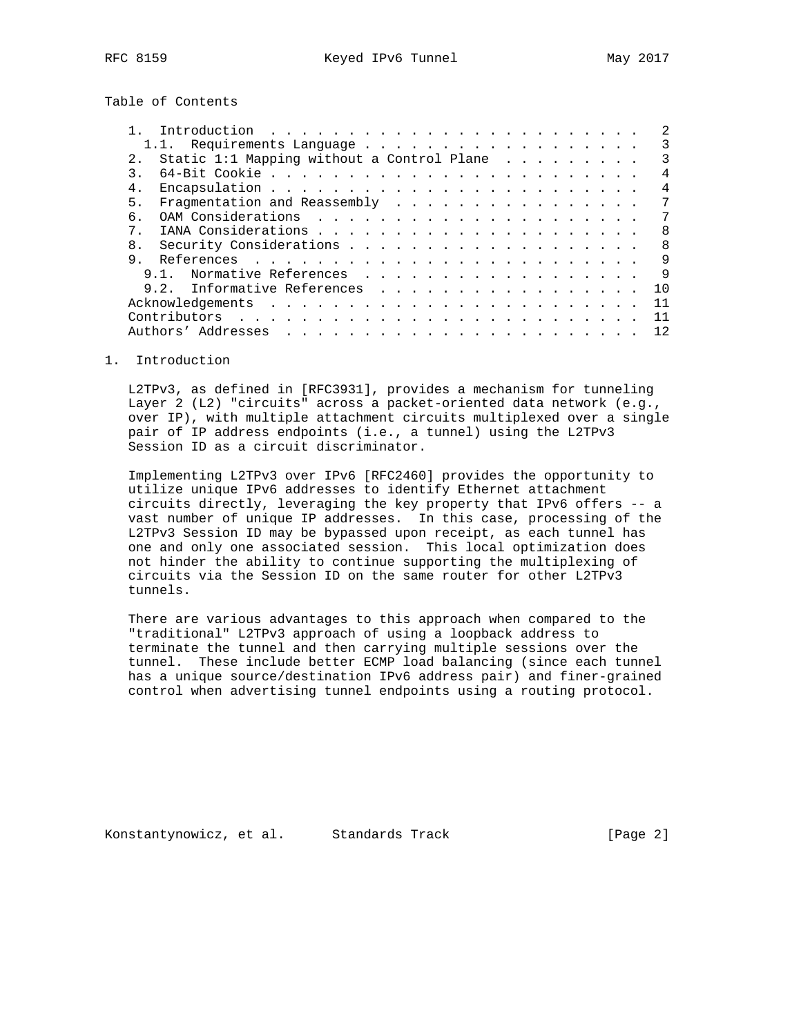Table of Contents

1. Introduction . . . . . . . . . . . . . . . . . . . . . . . . 2
   1.1. Requirements Language . . . . . . . . . . . . . . . . . . 3
2. Static 1:1 Mapping without a Control Plane . . . . . . . . . 3
3. 64-Bit Cookie . . . . . . . . . . . . . . . . . . . . . . . . 4
4. Encapsulation . . . . . . . . . . . . . . . . . . . . . . . . 4
5. Fragmentation and Reassembly . . . . . . . . . . . . . . . . 7
6. OAM Considerations . . . . . . . . . . . . . . . . . . . . . 7
7. IANA Considerations . . . . . . . . . . . . . . . . . . . . . 8
8. Security Considerations . . . . . . . . . . . . . . . . . . . 8
9. References . . . . . . . . . . . . . . . . . . . . . . . . . 9
   9.1. Normative References . . . . . . . . . . . . . . . . . . 9
   9.2. Informative References . . . . . . . . . . . . . . . . . 10

Acknowledgements . . . . . . . . . . . . . . . . . . . . . . . . 11
Contributors . . . . . . . . . . . . . . . . . . . . . . . . . . 11
Authors' Addresses . . . . . . . . . . . . . . . . . . . . . . . 12

# 1. Introduction

L2TPv3, as defined in [RFC3931], provides a mechanism for tunneling Layer 2 (L2) "circuits" across a packet-oriented data network (e.g., over IP), with multiple attachment circuits multiplexed over a single pair of IP address endpoints (i.e., a tunnel) using the L2TPv3 Session ID as a circuit discriminator.

Implementing L2TPv3 over IPv6 [RFC2460] provides the opportunity to utilize unique IPv6 addresses to identify Ethernet attachment circuits directly, leveraging the key property that IPv6 offers -- a vast number of unique IP addresses. In this case, processing of the L2TPv3 Session ID may be bypassed upon receipt, as each tunnel has one and only one associated session. This local optimization does not hinder the ability to continue supporting the multiplexing of circuits via the Session ID on the same router for other L2TPv3 tunnels.

There are various advantages to this approach when compared to the "traditional" L2TPv3 approach of using a loopback address to terminate the tunnel and then carrying multiple sessions over the tunnel. These include better ECMP load balancing (since each tunnel has a unique source/destination IPv6 address pair) and finer-grained control when advertising tunnel endpoints using a routing protocol.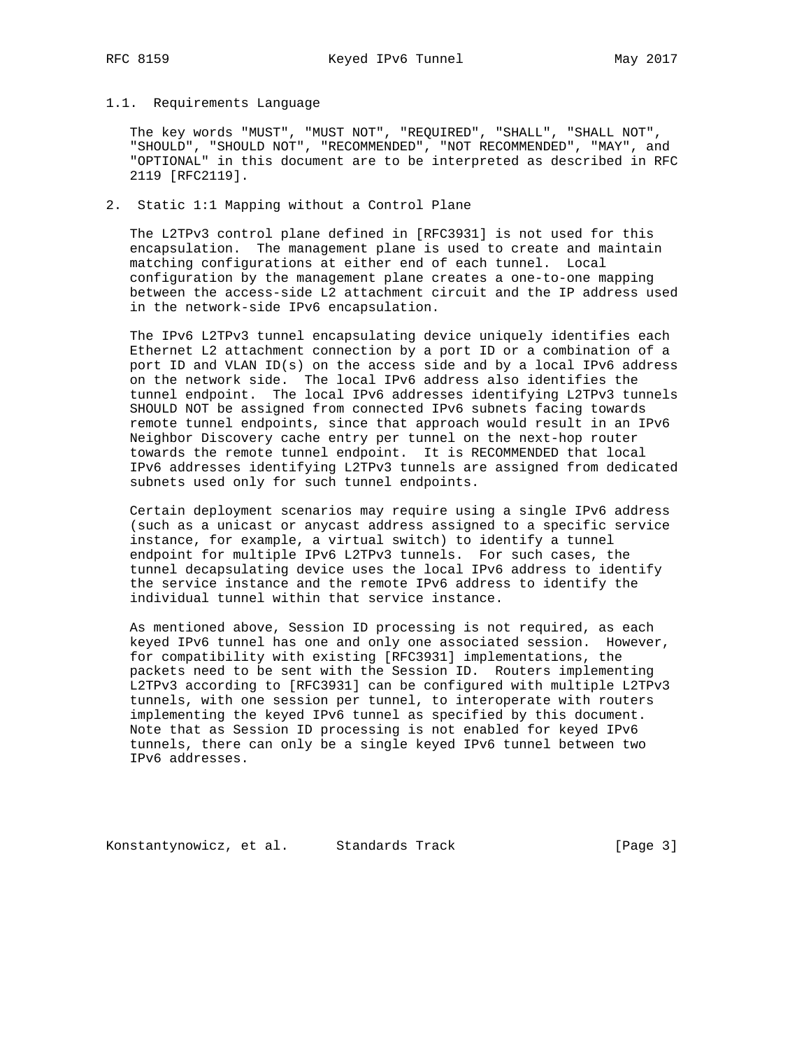### 1.1. Requirements Language

The key words "MUST", "MUST NOT", "REQUIRED", "SHALL", "SHALL NOT", "SHOULD", "SHOULD NOT", "RECOMMENDED", "NOT RECOMMENDED", "MAY", and "OPTIONAL" in this document are to be interpreted as described in RFC 2119 [RFC2119].

## 2. Static 1:1 Mapping without a Control Plane

The L2TPv3 control plane defined in [RFC3931] is not used for this encapsulation. The management plane is used to create and maintain matching configurations at either end of each tunnel. Local configuration by the management plane creates a one-to-one mapping between the access-side L2 attachment circuit and the IP address used in the network-side IPv6 encapsulation.

The IPv6 L2TPv3 tunnel encapsulating device uniquely identifies each Ethernet L2 attachment connection by a port ID or a combination of a port ID and VLAN ID(s) on the access side and by a local IPv6 address on the network side. The local IPv6 address also identifies the tunnel endpoint. The local IPv6 addresses identifying L2TPv3 tunnels SHOULD NOT be assigned from connected IPv6 subnets facing towards remote tunnel endpoints, since that approach would result in an IPv6 Neighbor Discovery cache entry per tunnel on the next-hop router towards the remote tunnel endpoint. It is RECOMMENDED that local IPv6 addresses identifying L2TPv3 tunnels are assigned from dedicated subnets used only for such tunnel endpoints.

Certain deployment scenarios may require using a single IPv6 address (such as a unicast or anycast address assigned to a specific service instance, for example, a virtual switch) to identify a tunnel endpoint for multiple IPv6 L2TPv3 tunnels. For such cases, the tunnel decapsulating device uses the local IPv6 address to identify the service instance and the remote IPv6 address to identify the individual tunnel within that service instance.

As mentioned above, Session ID processing is not required, as each keyed IPv6 tunnel has one and only one associated session. However, for compatibility with existing [RFC3931] implementations, the packets need to be sent with the Session ID. Routers implementing L2TPv3 according to [RFC3931] can be configured with multiple L2TPv3 tunnels, with one session per tunnel, to interoperate with routers implementing the keyed IPv6 tunnel as specified by this document. Note that as Session ID processing is not enabled for keyed IPv6 tunnels, there can only be a single keyed IPv6 tunnel between two IPv6 addresses.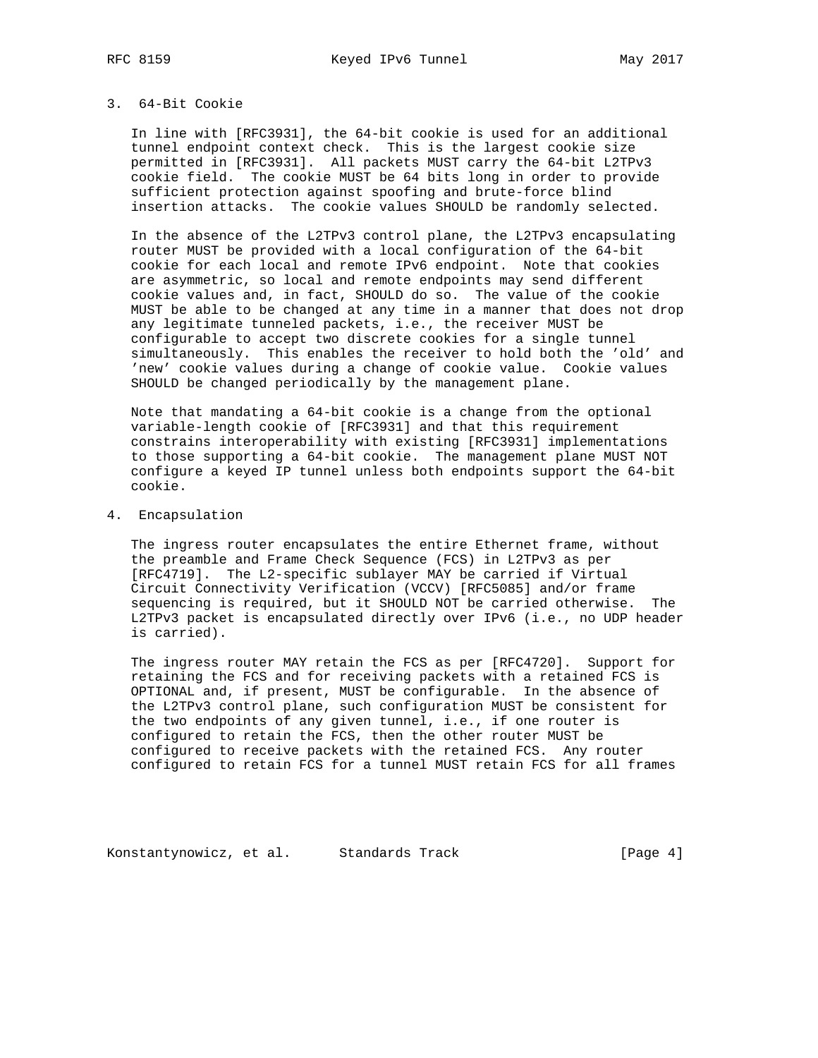## 3. 64-Bit Cookie

In line with [RFC3931], the 64-bit cookie is used for an additional tunnel endpoint context check. This is the largest cookie size permitted in [RFC3931]. All packets MUST carry the 64-bit L2TPv3 cookie field. The cookie MUST be 64 bits long in order to provide sufficient protection against spoofing and brute-force blind insertion attacks. The cookie values SHOULD be randomly selected.

In the absence of the L2TPv3 control plane, the L2TPv3 encapsulating router MUST be provided with a local configuration of the 64-bit cookie for each local and remote IPv6 endpoint. Note that cookies are asymmetric, so local and remote endpoints may send different cookie values and, in fact, SHOULD do so. The value of the cookie MUST be able to be changed at any time in a manner that does not drop any legitimate tunneled packets, i.e., the receiver MUST be configurable to accept two discrete cookies for a single tunnel simultaneously. This enables the receiver to hold both the 'old' and 'new' cookie values during a change of cookie value. Cookie values SHOULD be changed periodically by the management plane.

Note that mandating a 64-bit cookie is a change from the optional variable-length cookie of [RFC3931] and that this requirement constrains interoperability with existing [RFC3931] implementations to those supporting a 64-bit cookie. The management plane MUST NOT configure a keyed IP tunnel unless both endpoints support the 64-bit cookie.

## 4. Encapsulation

The ingress router encapsulates the entire Ethernet frame, without the preamble and Frame Check Sequence (FCS) in L2TPv3 as per [RFC4719]. The L2-specific sublayer MAY be carried if Virtual Circuit Connectivity Verification (VCCV) [RFC5085] and/or frame sequencing is required, but it SHOULD NOT be carried otherwise. The L2TPv3 packet is encapsulated directly over IPv6 (i.e., no UDP header is carried).

The ingress router MAY retain the FCS as per [RFC4720]. Support for retaining the FCS and for receiving packets with a retained FCS is OPTIONAL and, if present, MUST be configurable. In the absence of the L2TPv3 control plane, such configuration MUST be consistent for the two endpoints of any given tunnel, i.e., if one router is configured to retain the FCS, then the other router MUST be configured to receive packets with the retained FCS. Any router configured to retain FCS for a tunnel MUST retain FCS for all frames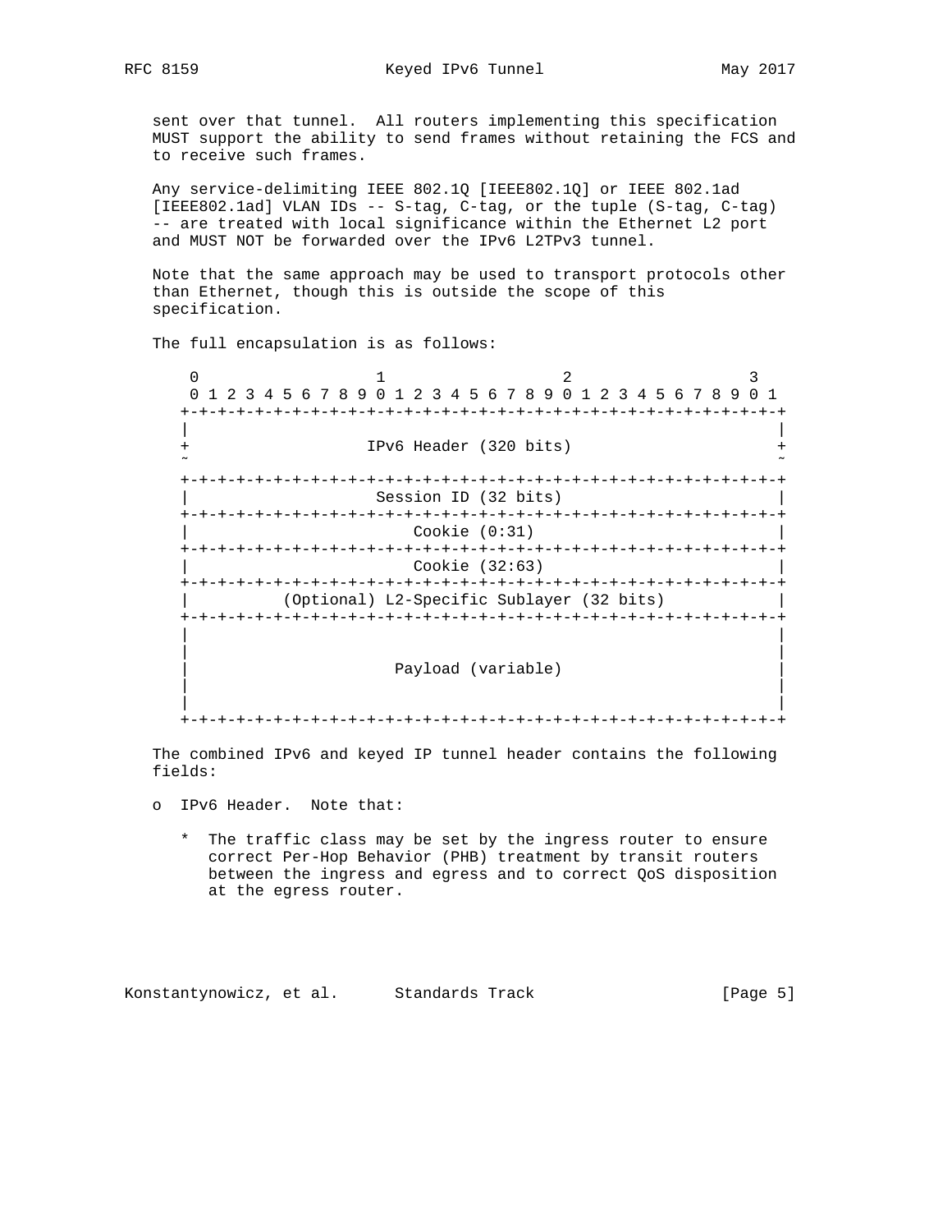sent over that tunnel. All routers implementing this specification MUST support the ability to send frames without retaining the FCS and to receive such frames.

Any service-delimiting IEEE 802.1Q [IEEE802.1Q] or IEEE 802.1ad [IEEE802.1ad] VLAN IDs -- S-tag, C-tag, or the tuple (S-tag, C-tag) -- are treated with local significance within the Ethernet L2 port and MUST NOT be forwarded over the IPv6 L2TPv3 tunnel.

Note that the same approach may be used to transport protocols other than Ethernet, though this is outside the scope of this specification.

The full encapsulation is as follows:

```
 0                   1                   2                   3
 0 1 2 3 4 5 6 7 8 9 0 1 2 3 4 5 6 7 8 9 0 1 2 3 4 5 6 7 8 9 0 1
+-+-+-+-+-+-+-+-+-+-+-+-+-+-+-+-+-+-+-+-+-+-+-+-+-+-+-+-+-+-+-+-+
|                                                               |
+                  IPv6 Header (320 bits)                       +
~                                                               ~

+-+-+-+-+-+-+-+-+-+-+-+-+-+-+-+-+-+-+-+-+-+-+-+-+-+-+-+-+-+-+-+-+
|                    Session ID (32 bits)                       |
+-+-+-+-+-+-+-+-+-+-+-+-+-+-+-+-+-+-+-+-+-+-+-+-+-+-+-+-+-+-+-+-+
|                        Cookie (0:31)                          |
+-+-+-+-+-+-+-+-+-+-+-+-+-+-+-+-+-+-+-+-+-+-+-+-+-+-+-+-+-+-+-+-+
|                        Cookie (32:63)                         |
+-+-+-+-+-+-+-+-+-+-+-+-+-+-+-+-+-+-+-+-+-+-+-+-+-+-+-+-+-+-+-+-+
|          (Optional) L2-Specific Sublayer (32 bits)            |
+-+-+-+-+-+-+-+-+-+-+-+-+-+-+-+-+-+-+-+-+-+-+-+-+-+-+-+-+-+-+-+-+
|                                                               |
|                                                               |
|                      Payload (variable)                       |
|                                                               |
|                                                               |
+-+-+-+-+-+-+-+-+-+-+-+-+-+-+-+-+-+-+-+-+-+-+-+-+-+-+-+-+-+-+-+-+
```

The combined IPv6 and keyed IP tunnel header contains the following fields:

- IPv6 Header. Note that:
  - The traffic class may be set by the ingress router to ensure correct Per-Hop Behavior (PHB) treatment by transit routers between the ingress and egress and to correct QoS disposition at the egress router.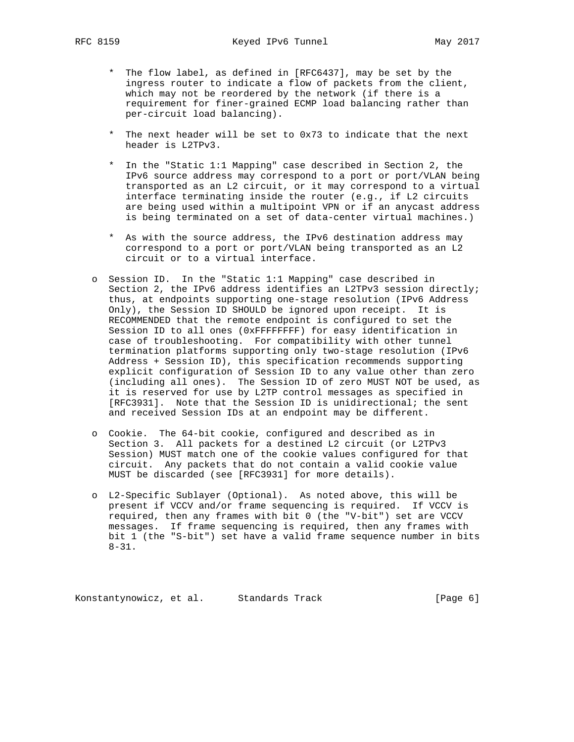* The flow label, as defined in [RFC6437], may be set by the ingress router to indicate a flow of packets from the client, which may not be reordered by the network (if there is a requirement for finer-grained ECMP load balancing rather than per-circuit load balancing).

   * The next header will be set to 0x73 to indicate that the next header is L2TPv3.

   * In the "Static 1:1 Mapping" case described in Section 2, the IPv6 source address may correspond to a port or port/VLAN being transported as an L2 circuit, or it may correspond to a virtual interface terminating inside the router (e.g., if L2 circuits are being used within a multipoint VPN or if an anycast address is being terminated on a set of data-center virtual machines.)

   * As with the source address, the IPv6 destination address may correspond to a port or port/VLAN being transported as an L2 circuit or to a virtual interface.

- Session ID. In the "Static 1:1 Mapping" case described in Section 2, the IPv6 address identifies an L2TPv3 session directly; thus, at endpoints supporting one-stage resolution (IPv6 Address Only), the Session ID SHOULD be ignored upon receipt. It is RECOMMENDED that the remote endpoint is configured to set the Session ID to all ones (0xFFFFFFFF) for easy identification in case of troubleshooting. For compatibility with other tunnel termination platforms supporting only two-stage resolution (IPv6 Address + Session ID), this specification recommends supporting explicit configuration of Session ID to any value other than zero (including all ones). The Session ID of zero MUST NOT be used, as it is reserved for use by L2TP control messages as specified in [RFC3931]. Note that the Session ID is unidirectional; the sent and received Session IDs at an endpoint may be different.

- Cookie. The 64-bit cookie, configured and described as in Section 3. All packets for a destined L2 circuit (or L2TPv3 Session) MUST match one of the cookie values configured for that circuit. Any packets that do not contain a valid cookie value MUST be discarded (see [RFC3931] for more details).

- L2-Specific Sublayer (Optional). As noted above, this will be present if VCCV and/or frame sequencing is required. If VCCV is required, then any frames with bit 0 (the "V-bit") set are VCCV messages. If frame sequencing is required, then any frames with bit 1 (the "S-bit") set have a valid frame sequence number in bits 8-31.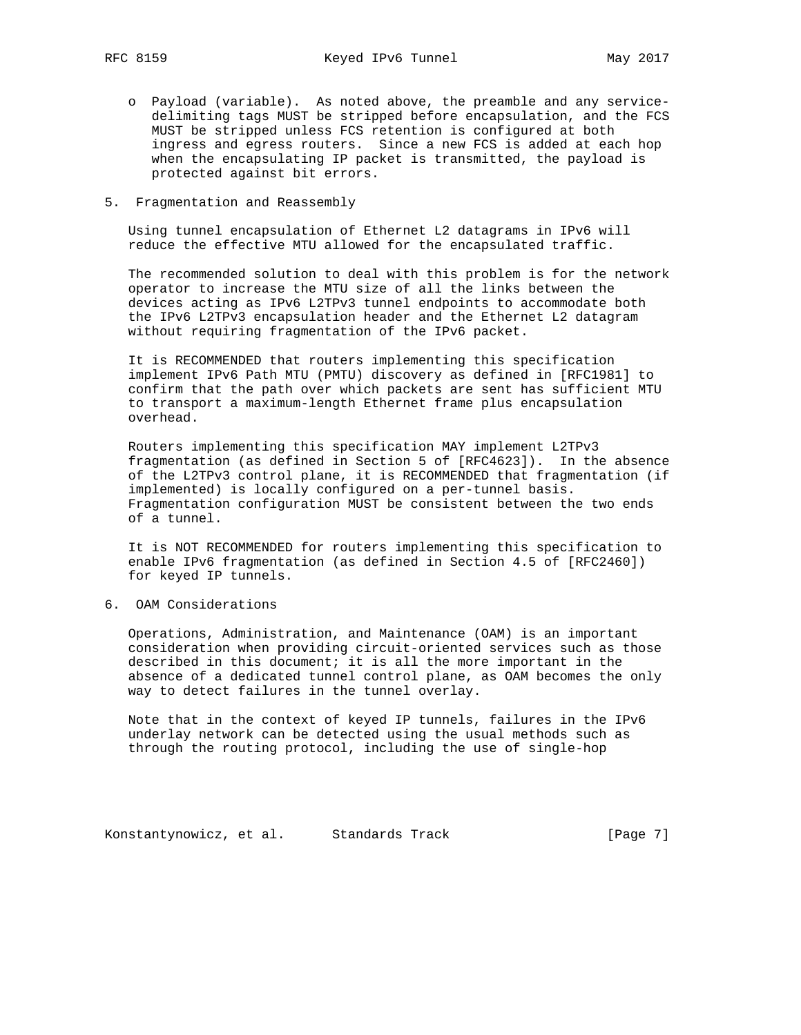- Payload (variable). As noted above, the preamble and any service-delimiting tags MUST be stripped before encapsulation, and the FCS MUST be stripped unless FCS retention is configured at both ingress and egress routers. Since a new FCS is added at each hop when the encapsulating IP packet is transmitted, the payload is protected against bit errors.

## 5. Fragmentation and Reassembly

Using tunnel encapsulation of Ethernet L2 datagrams in IPv6 will reduce the effective MTU allowed for the encapsulated traffic.

The recommended solution to deal with this problem is for the network operator to increase the MTU size of all the links between the devices acting as IPv6 L2TPv3 tunnel endpoints to accommodate both the IPv6 L2TPv3 encapsulation header and the Ethernet L2 datagram without requiring fragmentation of the IPv6 packet.

It is RECOMMENDED that routers implementing this specification implement IPv6 Path MTU (PMTU) discovery as defined in [RFC1981] to confirm that the path over which packets are sent has sufficient MTU to transport a maximum-length Ethernet frame plus encapsulation overhead.

Routers implementing this specification MAY implement L2TPv3 fragmentation (as defined in Section 5 of [RFC4623]). In the absence of the L2TPv3 control plane, it is RECOMMENDED that fragmentation (if implemented) is locally configured on a per-tunnel basis. Fragmentation configuration MUST be consistent between the two ends of a tunnel.

It is NOT RECOMMENDED for routers implementing this specification to enable IPv6 fragmentation (as defined in Section 4.5 of [RFC2460]) for keyed IP tunnels.

## 6. OAM Considerations

Operations, Administration, and Maintenance (OAM) is an important consideration when providing circuit-oriented services such as those described in this document; it is all the more important in the absence of a dedicated tunnel control plane, as OAM becomes the only way to detect failures in the tunnel overlay.

Note that in the context of keyed IP tunnels, failures in the IPv6 underlay network can be detected using the usual methods such as through the routing protocol, including the use of single-hop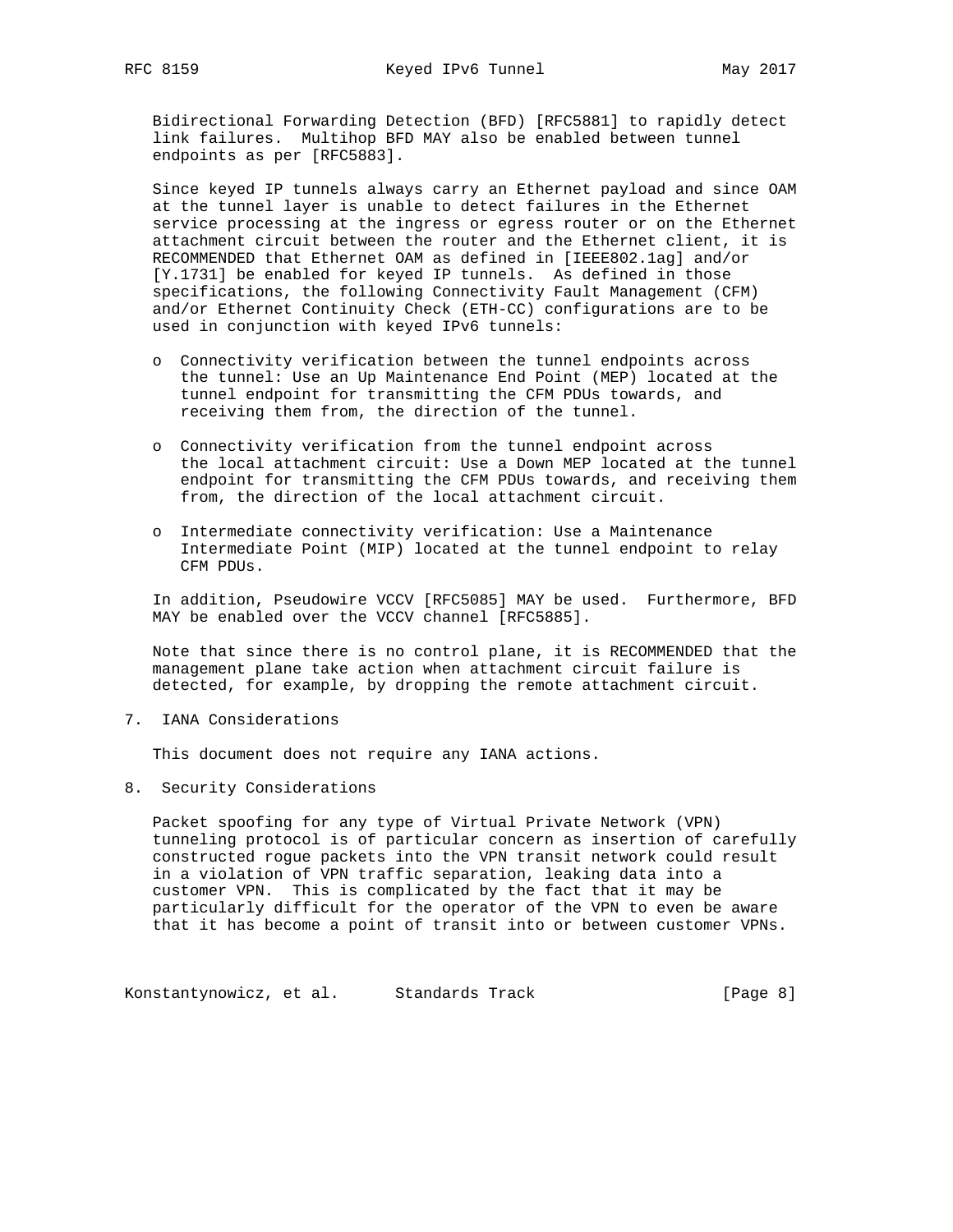Bidirectional Forwarding Detection (BFD) [RFC5881] to rapidly detect link failures. Multihop BFD MAY also be enabled between tunnel endpoints as per [RFC5883].

Since keyed IP tunnels always carry an Ethernet payload and since OAM at the tunnel layer is unable to detect failures in the Ethernet service processing at the ingress or egress router or on the Ethernet attachment circuit between the router and the Ethernet client, it is RECOMMENDED that Ethernet OAM as defined in [IEEE802.1ag] and/or [Y.1731] be enabled for keyed IP tunnels. As defined in those specifications, the following Connectivity Fault Management (CFM) and/or Ethernet Continuity Check (ETH-CC) configurations are to be used in conjunction with keyed IPv6 tunnels:

- Connectivity verification between the tunnel endpoints across the tunnel: Use an Up Maintenance End Point (MEP) located at the tunnel endpoint for transmitting the CFM PDUs towards, and receiving them from, the direction of the tunnel.

- Connectivity verification from the tunnel endpoint across the local attachment circuit: Use a Down MEP located at the tunnel endpoint for transmitting the CFM PDUs towards, and receiving them from, the direction of the local attachment circuit.

- Intermediate connectivity verification: Use a Maintenance Intermediate Point (MIP) located at the tunnel endpoint to relay CFM PDUs.

In addition, Pseudowire VCCV [RFC5085] MAY be used. Furthermore, BFD MAY be enabled over the VCCV channel [RFC5885].

Note that since there is no control plane, it is RECOMMENDED that the management plane take action when attachment circuit failure is detected, for example, by dropping the remote attachment circuit.

## 7. IANA Considerations

This document does not require any IANA actions.

## 8. Security Considerations

Packet spoofing for any type of Virtual Private Network (VPN) tunneling protocol is of particular concern as insertion of carefully constructed rogue packets into the VPN transit network could result in a violation of VPN traffic separation, leaking data into a customer VPN. This is complicated by the fact that it may be particularly difficult for the operator of the VPN to even be aware that it has become a point of transit into or between customer VPNs.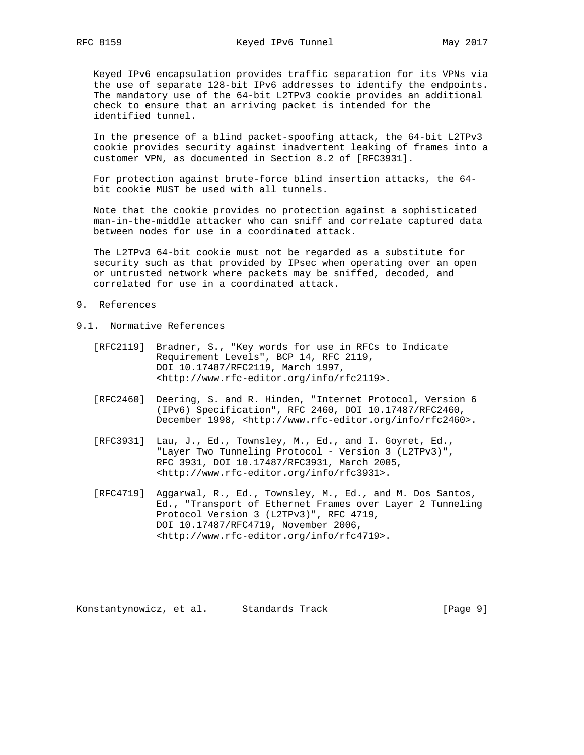Keyed IPv6 encapsulation provides traffic separation for its VPNs via the use of separate 128-bit IPv6 addresses to identify the endpoints. The mandatory use of the 64-bit L2TPv3 cookie provides an additional check to ensure that an arriving packet is intended for the identified tunnel.

In the presence of a blind packet-spoofing attack, the 64-bit L2TPv3 cookie provides security against inadvertent leaking of frames into a customer VPN, as documented in Section 8.2 of [RFC3931].

For protection against brute-force blind insertion attacks, the 64-bit cookie MUST be used with all tunnels.

Note that the cookie provides no protection against a sophisticated man-in-the-middle attacker who can sniff and correlate captured data between nodes for use in a coordinated attack.

The L2TPv3 64-bit cookie must not be regarded as a substitute for security such as that provided by IPsec when operating over an open or untrusted network where packets may be sniffed, decoded, and correlated for use in a coordinated attack.

## 9. References

### 9.1. Normative References

[RFC2119] Bradner, S., "Key words for use in RFCs to Indicate Requirement Levels", BCP 14, RFC 2119, DOI 10.17487/RFC2119, March 1997, <http://www.rfc-editor.org/info/rfc2119>.

[RFC2460] Deering, S. and R. Hinden, "Internet Protocol, Version 6 (IPv6) Specification", RFC 2460, DOI 10.17487/RFC2460, December 1998, <http://www.rfc-editor.org/info/rfc2460>.

[RFC3931] Lau, J., Ed., Townsley, M., Ed., and I. Goyret, Ed., "Layer Two Tunneling Protocol - Version 3 (L2TPv3)", RFC 3931, DOI 10.17487/RFC3931, March 2005, <http://www.rfc-editor.org/info/rfc3931>.

[RFC4719] Aggarwal, R., Ed., Townsley, M., Ed., and M. Dos Santos, Ed., "Transport of Ethernet Frames over Layer 2 Tunneling Protocol Version 3 (L2TPv3)", RFC 4719, DOI 10.17487/RFC4719, November 2006, <http://www.rfc-editor.org/info/rfc4719>.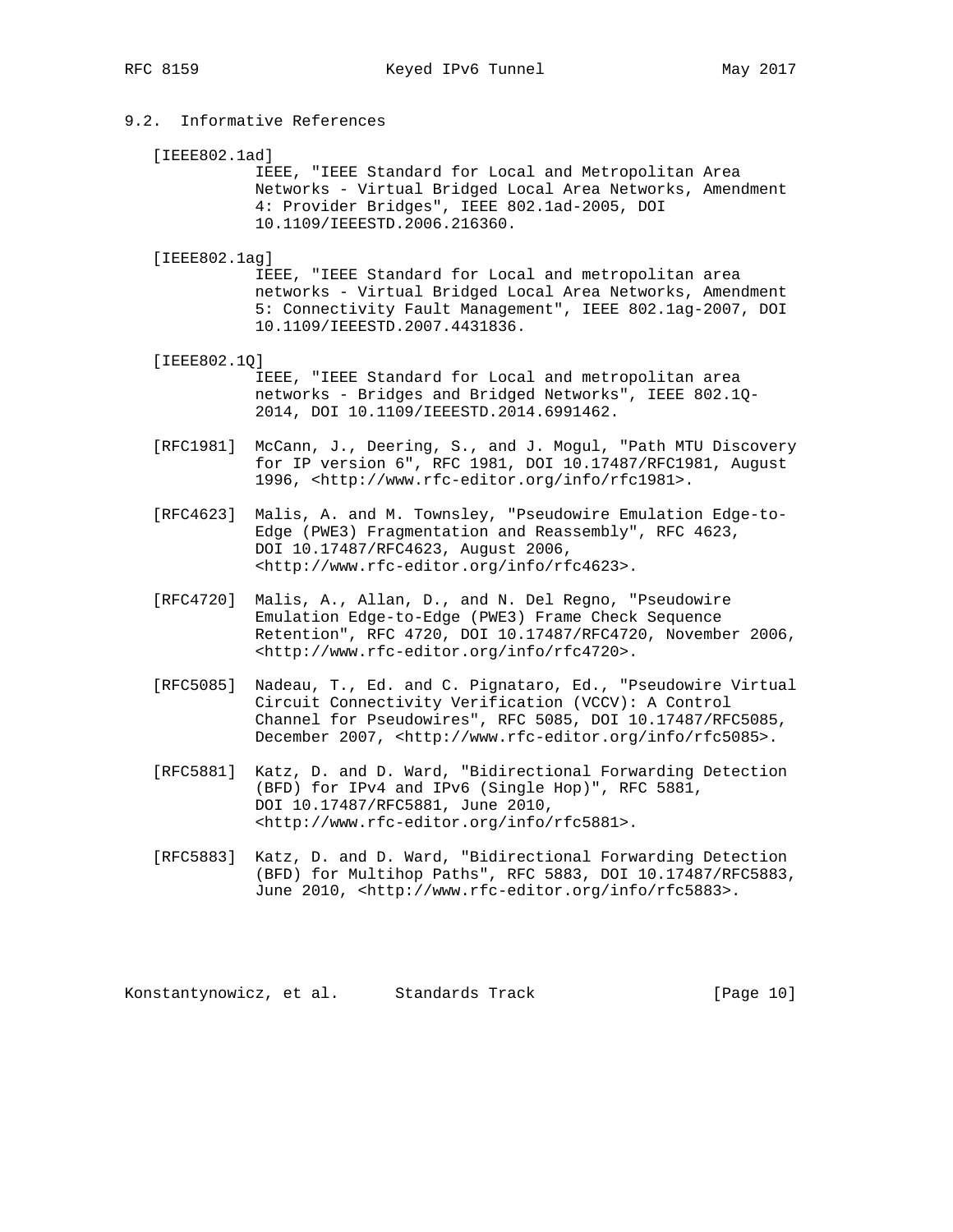### 9.2. Informative References

[IEEE802.1ad]
IEEE, "IEEE Standard for Local and Metropolitan Area Networks - Virtual Bridged Local Area Networks, Amendment 4: Provider Bridges", IEEE 802.1ad-2005, DOI 10.1109/IEEESTD.2006.216360.

[IEEE802.1ag]
IEEE, "IEEE Standard for Local and metropolitan area networks - Virtual Bridged Local Area Networks, Amendment 5: Connectivity Fault Management", IEEE 802.1ag-2007, DOI 10.1109/IEEESTD.2007.4431836.

[IEEE802.1Q]
IEEE, "IEEE Standard for Local and metropolitan area networks - Bridges and Bridged Networks", IEEE 802.1Q-2014, DOI 10.1109/IEEESTD.2014.6991462.

[RFC1981] McCann, J., Deering, S., and J. Mogul, "Path MTU Discovery for IP version 6", RFC 1981, DOI 10.17487/RFC1981, August 1996, <http://www.rfc-editor.org/info/rfc1981>.

[RFC4623] Malis, A. and M. Townsley, "Pseudowire Emulation Edge-to-Edge (PWE3) Fragmentation and Reassembly", RFC 4623, DOI 10.17487/RFC4623, August 2006, <http://www.rfc-editor.org/info/rfc4623>.

[RFC4720] Malis, A., Allan, D., and N. Del Regno, "Pseudowire Emulation Edge-to-Edge (PWE3) Frame Check Sequence Retention", RFC 4720, DOI 10.17487/RFC4720, November 2006, <http://www.rfc-editor.org/info/rfc4720>.

[RFC5085] Nadeau, T., Ed. and C. Pignataro, Ed., "Pseudowire Virtual Circuit Connectivity Verification (VCCV): A Control Channel for Pseudowires", RFC 5085, DOI 10.17487/RFC5085, December 2007, <http://www.rfc-editor.org/info/rfc5085>.

[RFC5881] Katz, D. and D. Ward, "Bidirectional Forwarding Detection (BFD) for IPv4 and IPv6 (Single Hop)", RFC 5881, DOI 10.17487/RFC5881, June 2010, <http://www.rfc-editor.org/info/rfc5881>.

[RFC5883] Katz, D. and D. Ward, "Bidirectional Forwarding Detection (BFD) for Multihop Paths", RFC 5883, DOI 10.17487/RFC5883, June 2010, <http://www.rfc-editor.org/info/rfc5883>.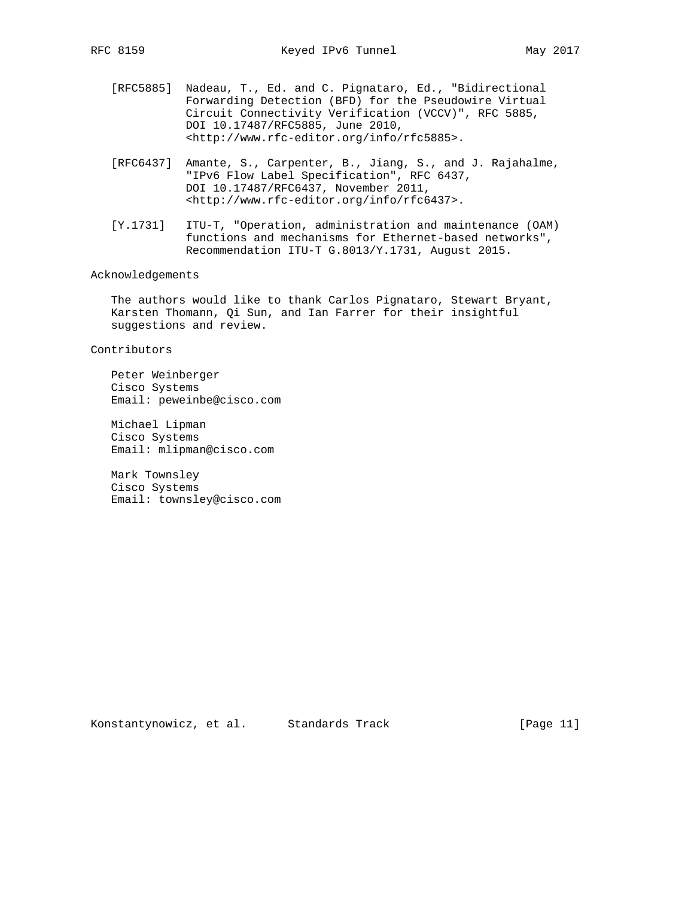[RFC5885] Nadeau, T., Ed. and C. Pignataro, Ed., "Bidirectional Forwarding Detection (BFD) for the Pseudowire Virtual Circuit Connectivity Verification (VCCV)", RFC 5885, DOI 10.17487/RFC5885, June 2010, <http://www.rfc-editor.org/info/rfc5885>.

[RFC6437] Amante, S., Carpenter, B., Jiang, S., and J. Rajahalme, "IPv6 Flow Label Specification", RFC 6437, DOI 10.17487/RFC6437, November 2011, <http://www.rfc-editor.org/info/rfc6437>.

[Y.1731] ITU-T, "Operation, administration and maintenance (OAM) functions and mechanisms for Ethernet-based networks", Recommendation ITU-T G.8013/Y.1731, August 2015.

## Acknowledgements

The authors would like to thank Carlos Pignataro, Stewart Bryant, Karsten Thomann, Qi Sun, and Ian Farrer for their insightful suggestions and review.

## Contributors

Peter Weinberger
Cisco Systems
Email: peweinbe@cisco.com

Michael Lipman
Cisco Systems
Email: mlipman@cisco.com

Mark Townsley
Cisco Systems
Email: townsley@cisco.com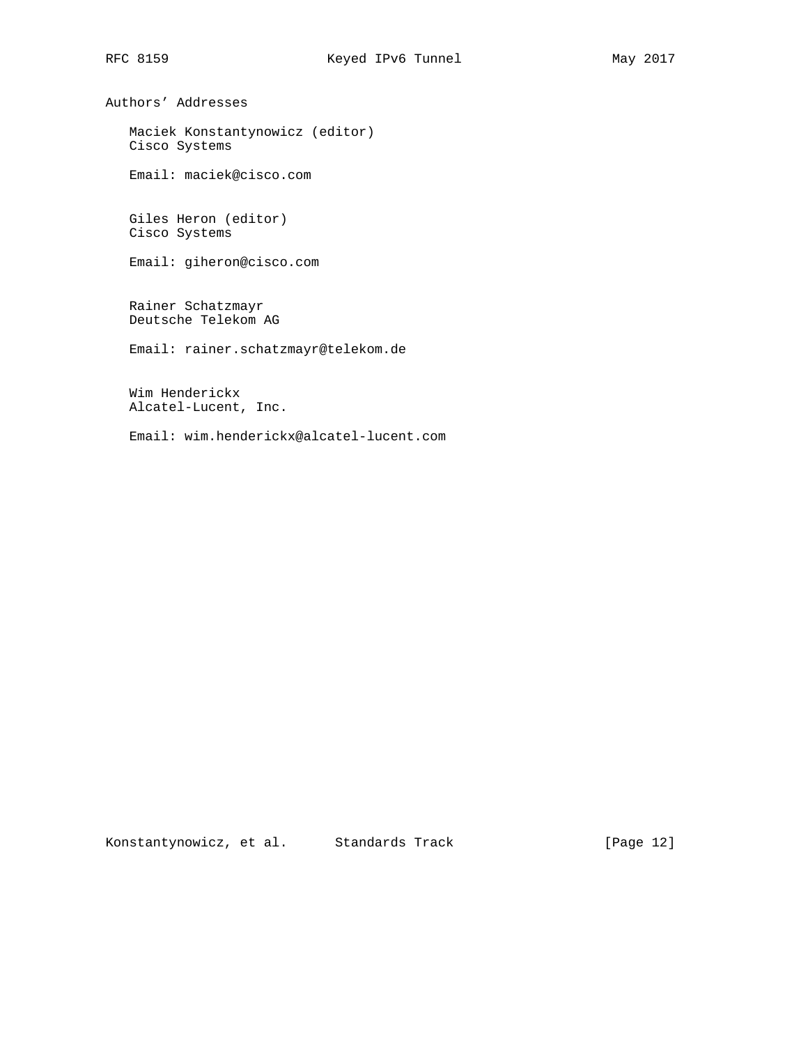## Authors' Addresses

Maciek Konstantynowicz (editor)
Cisco Systems

Email: maciek@cisco.com

Giles Heron (editor)
Cisco Systems

Email: giheron@cisco.com

Rainer Schatzmayr
Deutsche Telekom AG

Email: rainer.schatzmayr@telekom.de

Wim Henderickx
Alcatel-Lucent, Inc.

Email: wim.henderickx@alcatel-lucent.com